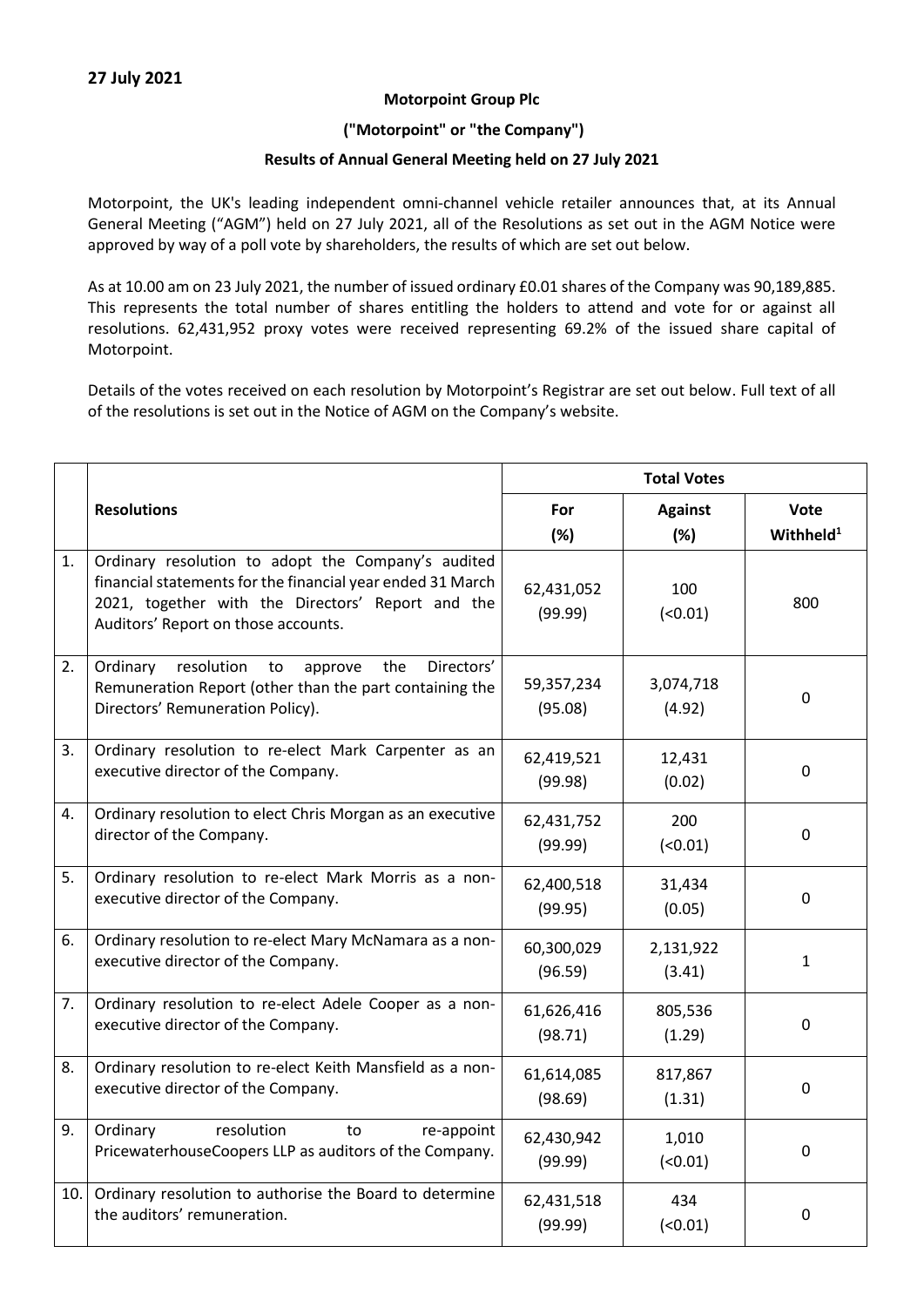**27 July 2021**

**Motorpoint Group Plc**

**("Motorpoint" or "the Company")**

**Results of Annual General Meeting held on 27 July 2021**

Motorpoint, the UK's leading independent omni-channel vehicle retailer announces that, at its Annual General Meeting ("AGM") held on 27 July 2021, all of the Resolutions as set out in the AGM Notice were approved by way of a poll vote by shareholders, the results of which are set out below.

As at 10.00 am on 23 July 2021, the number of issued ordinary £0.01 shares of the Company was 90,189,885. This represents the total number of shares entitling the holders to attend and vote for or against all resolutions. 62,431,952 proxy votes were received representing 69.2% of the issued share capital of Motorpoint.

Details of the votes received on each resolution by Motorpoint's Registrar are set out below. Full text of all of the resolutions is set out in the Notice of AGM on the Company's website.

| | | Total Votes | | |
|---|---|---|---|---|
| | **Resolutions** | **For (%)** | **Against (%)** | **Vote Withheld[1]** |
| 1. | Ordinary resolution to adopt the Company's audited financial statements for the financial year ended 31 March 2021, together with the Directors' Report and the Auditors' Report on those accounts. | 62,431,052 (99.99) | 100 (<0.01) | 800 |
| 2. | Ordinary resolution to approve the Directors' Remuneration Report (other than the part containing the Directors' Remuneration Policy). | 59,357,234 (95.08) | 3,074,718 (4.92) | 0 |
| 3. | Ordinary resolution to re-elect Mark Carpenter as an executive director of the Company. | 62,419,521 (99.98) | 12,431 (0.02) | 0 |
| 4. | Ordinary resolution to elect Chris Morgan as an executive director of the Company. | 62,431,752 (99.99) | 200 (<0.01) | 0 |
| 5. | Ordinary resolution to re-elect Mark Morris as a non-executive director of the Company. | 62,400,518 (99.95) | 31,434 (0.05) | 0 |
| 6. | Ordinary resolution to re-elect Mary McNamara as a non-executive director of the Company. | 60,300,029 (96.59) | 2,131,922 (3.41) | 1 |
| 7. | Ordinary resolution to re-elect Adele Cooper as a non-executive director of the Company. | 61,626,416 (98.71) | 805,536 (1.29) | 0 |
| 8. | Ordinary resolution to re-elect Keith Mansfield as a non-executive director of the Company. | 61,614,085 (98.69) | 817,867 (1.31) | 0 |
| 9. | Ordinary resolution to re-appoint PricewaterhouseCoopers LLP as auditors of the Company. | 62,430,942 (99.99) | 1,010 (<0.01) | 0 |
| 10. | Ordinary resolution to authorise the Board to determine the auditors' remuneration. | 62,431,518 (99.99) | 434 (<0.01) | 0 |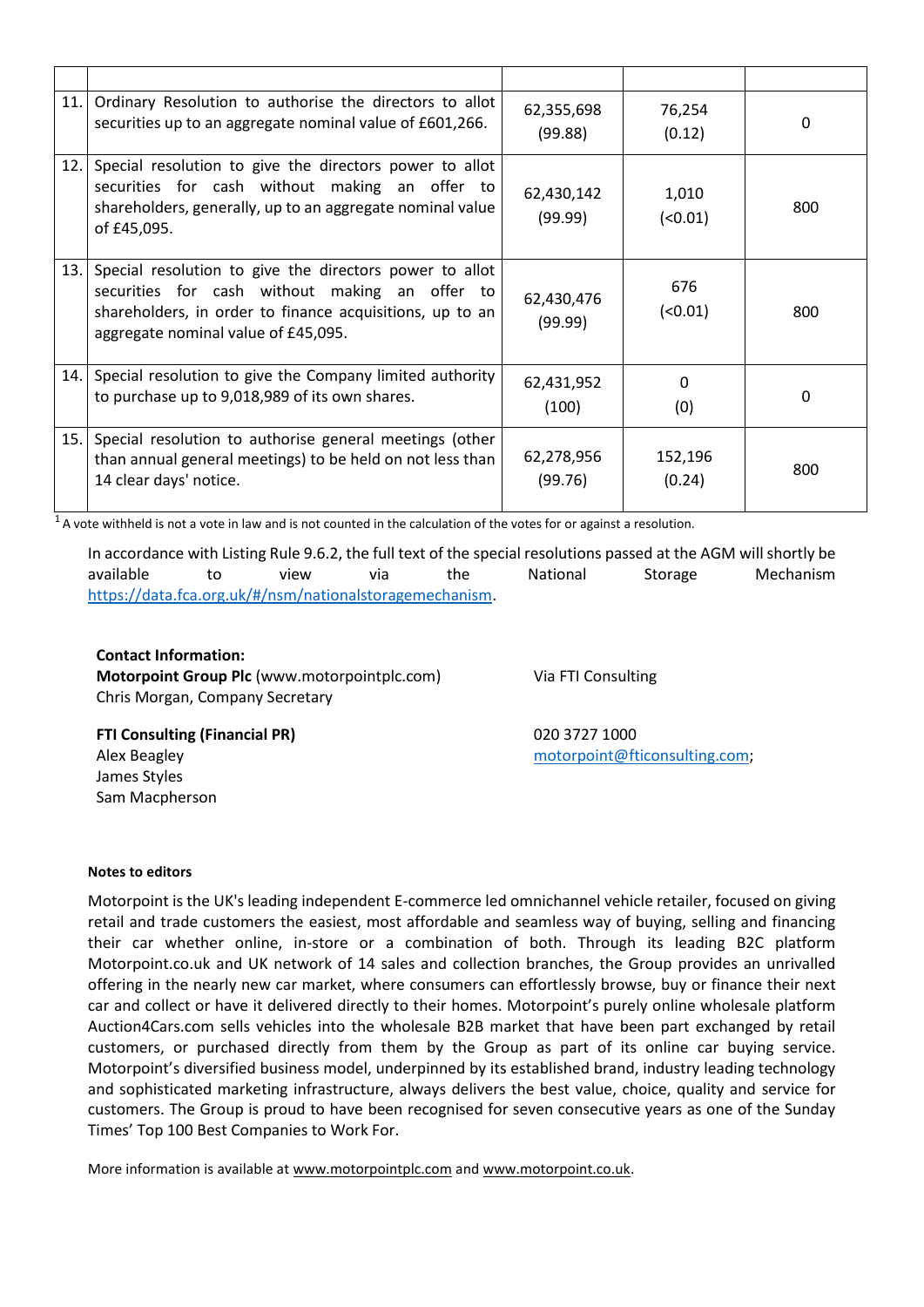| | | | | |
|---|---|---|---|---|
| 11. | Ordinary Resolution to authorise the directors to allot securities up to an aggregate nominal value of £601,266. | 62,355,698 (99.88) | 76,254 (0.12) | 0 |
| 12. | Special resolution to give the directors power to allot securities for cash without making an offer to shareholders, generally, up to an aggregate nominal value of £45,095. | 62,430,142 (99.99) | 1,010 (<0.01) | 800 |
| 13. | Special resolution to give the directors power to allot securities for cash without making an offer to shareholders, in order to finance acquisitions, up to an aggregate nominal value of £45,095. | 62,430,476 (99.99) | 676 (<0.01) | 800 |
| 14. | Special resolution to give the Company limited authority to purchase up to 9,018,989 of its own shares. | 62,431,952 (100) | 0 (0) | 0 |
| 15. | Special resolution to authorise general meetings (other than annual general meetings) to be held on not less than 14 clear days' notice. | 62,278,956 (99.76) | 152,196 (0.24) | 800 |

[1] A vote withheld is not a vote in law and is not counted in the calculation of the votes for or against a resolution.

In accordance with Listing Rule 9.6.2, the full text of the special resolutions passed at the AGM will shortly be available to view via the National Storage Mechanism https://data.fca.org.uk/#/nsm/nationalstoragemechanism.

**Contact Information:**

**Motorpoint Group Plc** (www.motorpointplc.com) — Via FTI Consulting
Chris Morgan, Company Secretary

**FTI Consulting (Financial PR)** — 020 3727 1000, motorpoint@fticonsulting.com;
Alex Beagley
James Styles
Sam Macpherson

**Notes to editors**

Motorpoint is the UK's leading independent E-commerce led omnichannel vehicle retailer, focused on giving retail and trade customers the easiest, most affordable and seamless way of buying, selling and financing their car whether online, in-store or a combination of both. Through its leading B2C platform Motorpoint.co.uk and UK network of 14 sales and collection branches, the Group provides an unrivalled offering in the nearly new car market, where consumers can effortlessly browse, buy or finance their next car and collect or have it delivered directly to their homes. Motorpoint's purely online wholesale platform Auction4Cars.com sells vehicles into the wholesale B2B market that have been part exchanged by retail customers, or purchased directly from them by the Group as part of its online car buying service. Motorpoint's diversified business model, underpinned by its established brand, industry leading technology and sophisticated marketing infrastructure, always delivers the best value, choice, quality and service for customers. The Group is proud to have been recognised for seven consecutive years as one of the Sunday Times' Top 100 Best Companies to Work For.

More information is available at www.motorpointplc.com and www.motorpoint.co.uk.